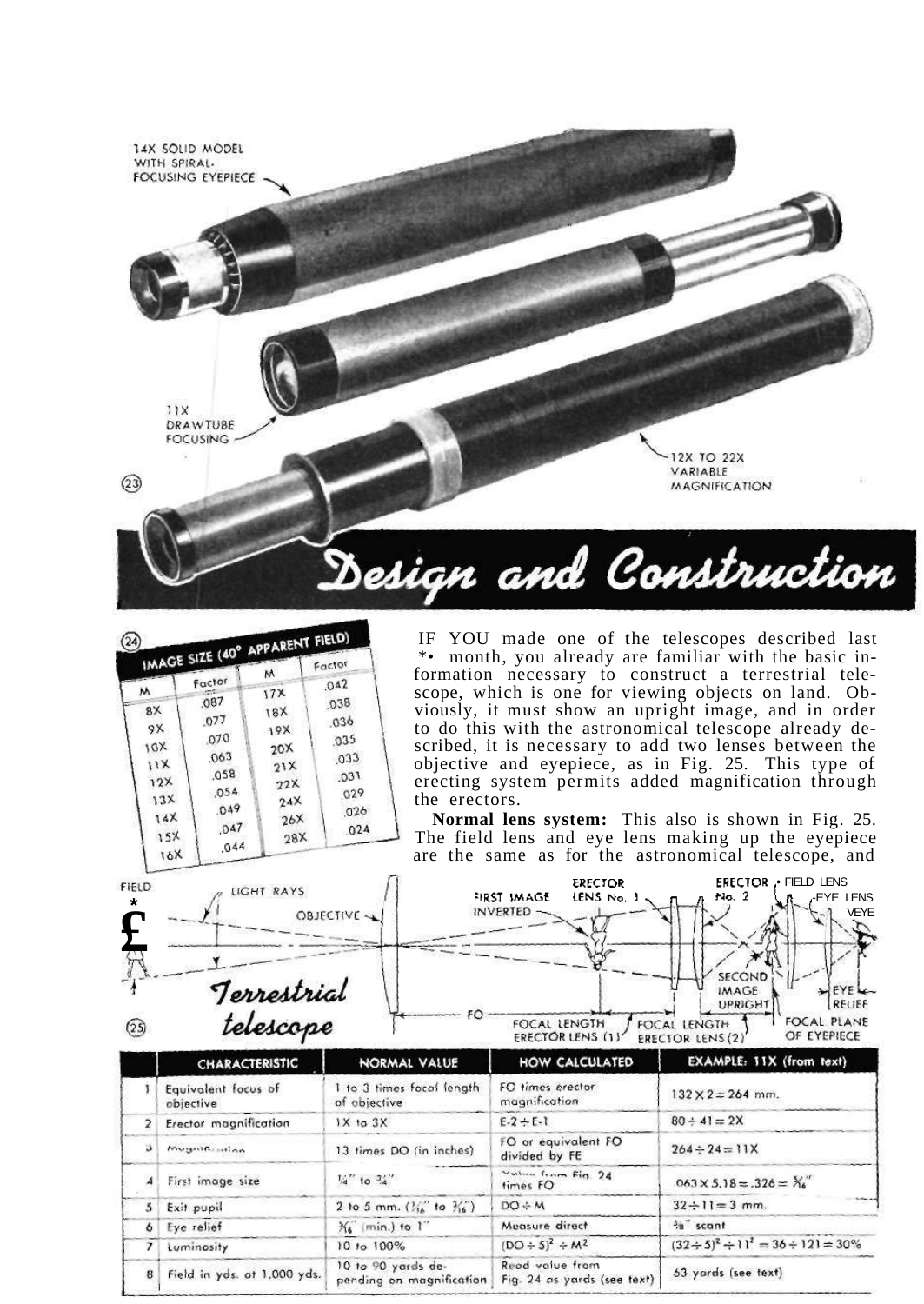14X SOLID MODEL WITH SPIRAL-FOCUSING EYEPIECE

11X DRAWTUBE FOCUSING

12X TO 22X VARIABLE MAGNIFICATION

(23)

# Design and Construction

(24)

| IMAGE SIZE (40° APPARENT FIELD) | | | |
|---|---|---|---|
| M | Factor | M | Factor |
| 8X | .087 | 17X | .042 |
| 9X | .077 | 18X | .038 |
| 10X | .070 | 19X | .036 |
| 11X | .063 | 20X | .035 |
| 12X | .058 | 21X | .033 |
| 13X | .054 | 22X | .031 |
| 14X | .049 | 24X | .029 |
| 15X | .047 | 26X | .026 |
| 16X | .044 | 28X | .024 |

IF YOU made one of the telescopes described last month, you already are familiar with the basic information necessary to construct a terrestrial telescope, which is one for viewing objects on land. Obviously, it must show an upright image, and in order to do this with the astronomical telescope already described, it is necessary to add two lenses between the objective and eyepiece, as in Fig. 25. This type of erecting system permits added magnification through the erectors.

**Normal lens system:** This also is shown in Fig. 25. The field lens and eye lens making up the eyepiece are the same as for the astronomical telescope, and

FIELD — LIGHT RAYS — OBJECTIVE — FIRST IMAGE INVERTED — ERECTOR LENS No. 1 — ERECTOR No. 2 — FIELD LENS — EYE LENS — EYE — SECOND IMAGE UPRIGHT — EYE RELIEF — FO — FOCAL LENGTH ERECTOR LENS (1) — FOCAL LENGTH ERECTOR LENS (2) — FOCAL PLANE OF EYEPIECE

(25) *Terrestrial telescope*

| | CHARACTERISTIC | NORMAL VALUE | HOW CALCULATED | EXAMPLE: 11X (from text) |
|---|---|---|---|---|
| 1 | Equivalent focus of objective | 1 to 3 times focal length of objective | FO times erector magnification | $132 \times 2 = 264$ mm. |
| 2 | Erector magnification | 1X to 3X | $E\text{-}2 \div E\text{-}1$ | $80 \div 41 = 2X$ |
| 3 | Magnification | 13 times DO (in inches) | FO or equivalent FO divided by FE | $264 \div 24 = 11X$ |
| 4 | First image size | 1/4" to 3/4" | Value from Fig. 24 times FO | $.063 \times 5.18 = .326 = 5/16"$ |
| 5 | Exit pupil | 2 to 5 mm. (1/16" to 3/16") | $DO \div M$ | $32 \div 11 = 3$ mm. |
| 6 | Eye relief | 5/16" (min.) to 1" | Measure direct | 3/8" scant |
| 7 | Luminosity | 10 to 100% | $(DO \div 5)^2 \div M^2$ | $(32 \div 5)^2 \div 11^2 = 36 \div 121 = 30\%$ |
| 8 | Field in yds. at 1,000 yds. | 10 to 90 yards depending on magnification | Read value from Fig. 24 as yards (see text) | 63 yards (see text) |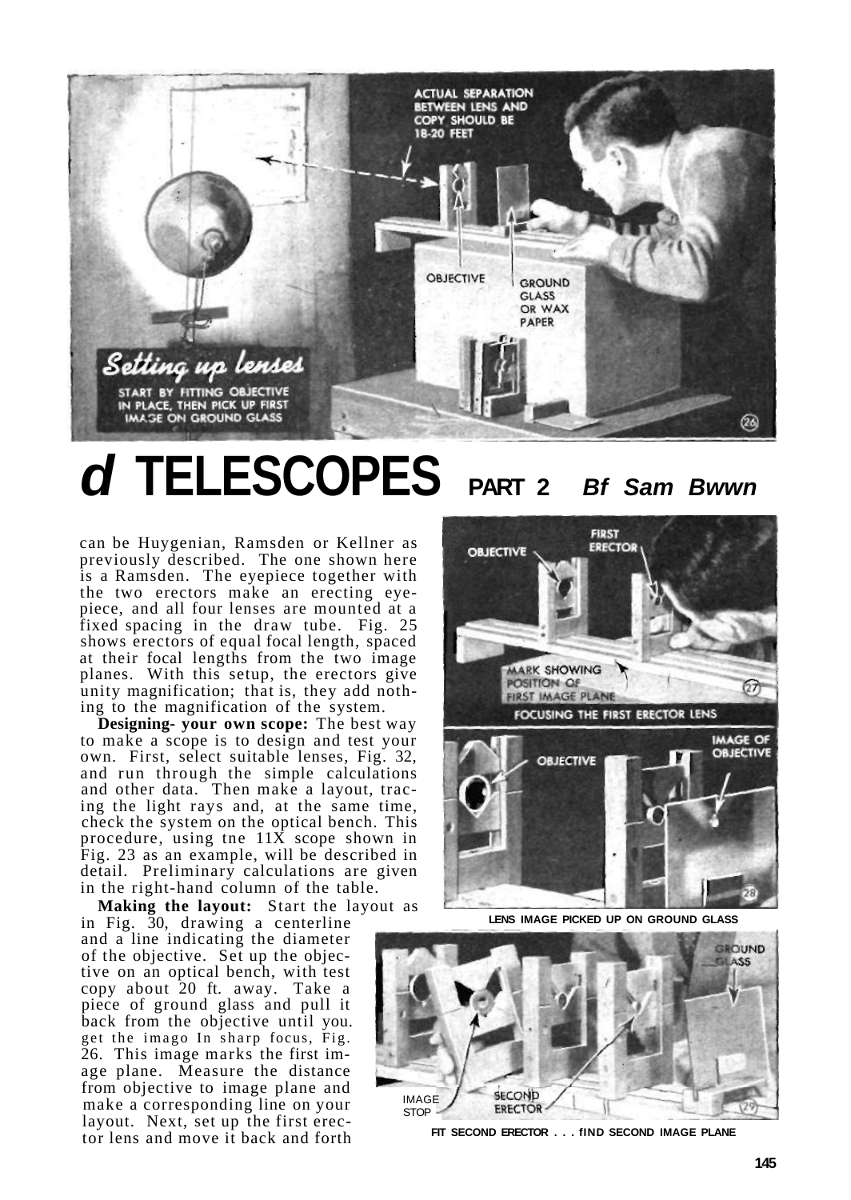ACTUAL SEPARATION BETWEEN LENS AND COPY SHOULD BE 18-20 FEET

OBJECTIVE

GROUND GLASS OR WAX PAPER

**Setting up lenses**

START BY FITTING OBJECTIVE IN PLACE, THEN PICK UP FIRST IMAGE ON GROUND GLASS

# d TELESCOPES PART 2 *Bf Sam Bwwn*

can be Huygenian, Ramsden or Kellner as previously described. The one shown here is a Ramsden. The eyepiece together with the two erectors make an erecting eyepiece, and all four lenses are mounted at a fixed spacing in the draw tube. Fig. 25 shows erectors of equal focal length, spaced at their focal lengths from the two image planes. With this setup, the erectors give unity magnification; that is, they add nothing to the magnification of the system.

**Designing- your own scope:** The best way to make a scope is to design and test your own. First, select suitable lenses, Fig. 32, and run through the simple calculations and other data. Then make a layout, tracing the light rays and, at the same time, check the system on the optical bench. This procedure, using tne 11X scope shown in Fig. 23 as an example, will be described in detail. Preliminary calculations are given in the right-hand column of the table.

**Making the layout:** Start the layout as in Fig. 30, drawing a centerline and a line indicating the diameter of the objective. Set up the objective on an optical bench, with test copy about 20 ft. away. Take a piece of ground glass and pull it back from the objective until you. get the imago In sharp focus, Fig. 26. This image marks the first image plane. Measure the distance from objective to image plane and make a corresponding line on your layout. Next, set up the first erector lens and move it back and forth

OBJECTIVE

FIRST ERECTOR

MARK SHOWING POSITION OF FIRST IMAGE PLANE

FOCUSING THE FIRST ERECTOR LENS

OBJECTIVE

IMAGE OF OBJECTIVE

LENS IMAGE PICKED UP ON GROUND GLASS

GROUND GLASS

IMAGE STOP

SECOND ERECTOR

FIT SECOND ERECTOR . . . fIND SECOND IMAGE PLANE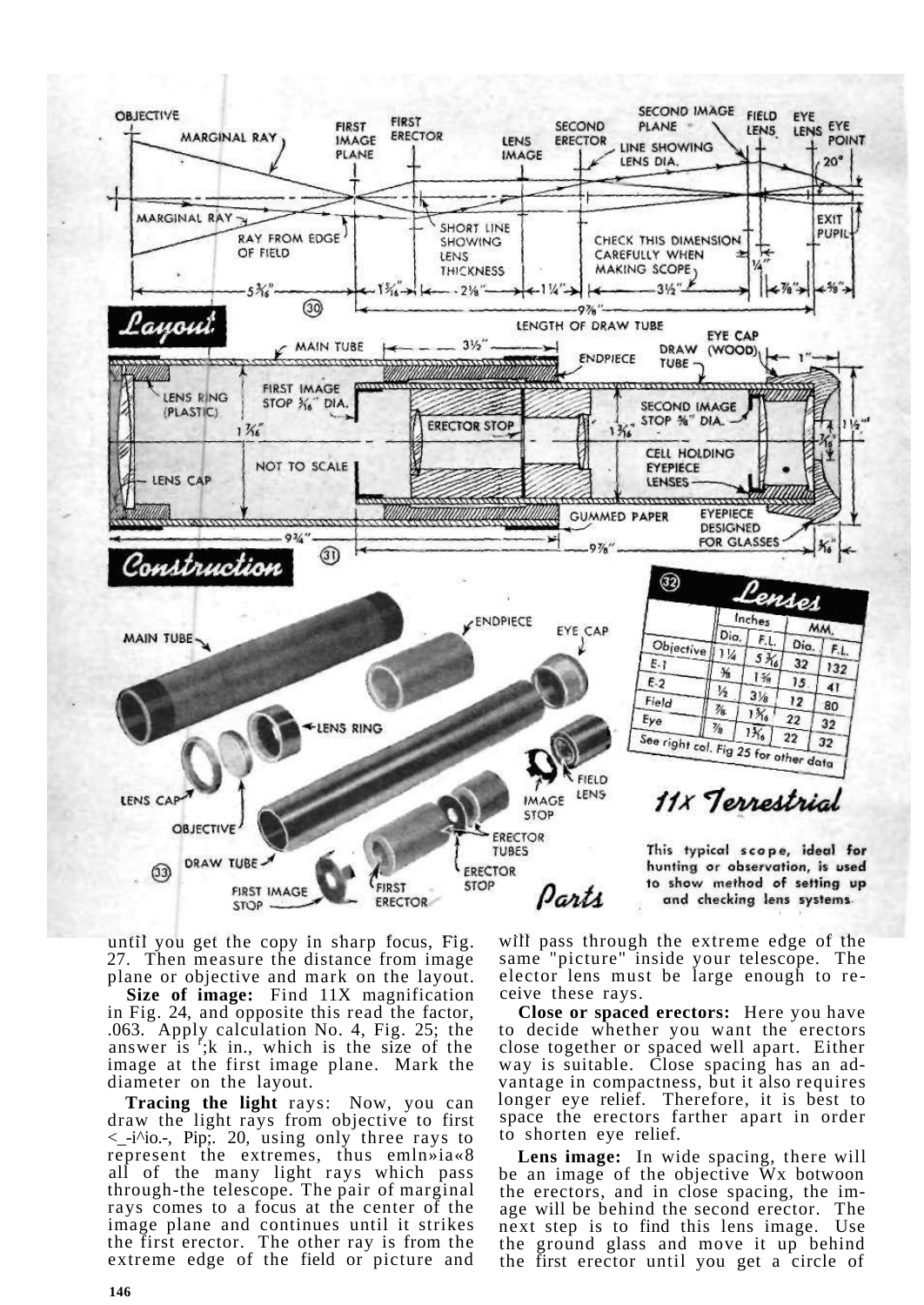## Layout

(30)

## Construction

(31)

## Lenses

(32)

| | Inches | | MM. | |
|---|---|---|---|---|
| | Dia. | F.L. | Dia. | F.L. |
| Objective | 1¼ | 5 3/16 | 32 | 132 |
| E-1 | ⅝ | 1⅝ | 15 | 41 |
| E-2 | ½ | 3⅛ | 12 | 80 |
| Field | ⅞ | 1 5/16 | 22 | 32 |
| Eye | ⅞ | 1 5/16 | 22 | 32 |

See right col. Fig 25 for other data

## 11X Terrestrial

This typical scope, ideal for hunting or observation, is used to show method of setting up and checking lens systems.

## Parts

(33)

until you get the copy in sharp focus, Fig. 27. Then measure the distance from image plane or objective and mark on the layout.

**Size of image:** Find 11X magnification in Fig. 24, and opposite this read the factor, .063. Apply calculation No. 4, Fig. 25; the answer is ;k in., which is the size of the image at the first image plane. Mark the diameter on the layout.

**Tracing the light** rays: Now, you can draw the light rays from objective to first <_-i^io.-, Pip;. 20, using only three rays to represent the extremes, thus emln»ia«8 all of the many light rays which pass through-the telescope. The pair of marginal rays comes to a focus at the center of the image plane and continues until it strikes the first erector. The other ray is from the extreme edge of the field or picture and will pass through the extreme edge of the same "picture" inside your telescope. The elector lens must be large enough to receive these rays.

**Close or spaced erectors:** Here you have to decide whether you want the erectors close together or spaced well apart. Either way is suitable. Close spacing has an advantage in compactness, but it also requires longer eye relief. Therefore, it is best to space the erectors farther apart in order to shorten eye relief.

**Lens image:** In wide spacing, there will be an image of the objective Wx botwoon the erectors, and in close spacing, the image will be behind the second erector. The next step is to find this lens image. Use the ground glass and move it up behind the first erector until you get a circle of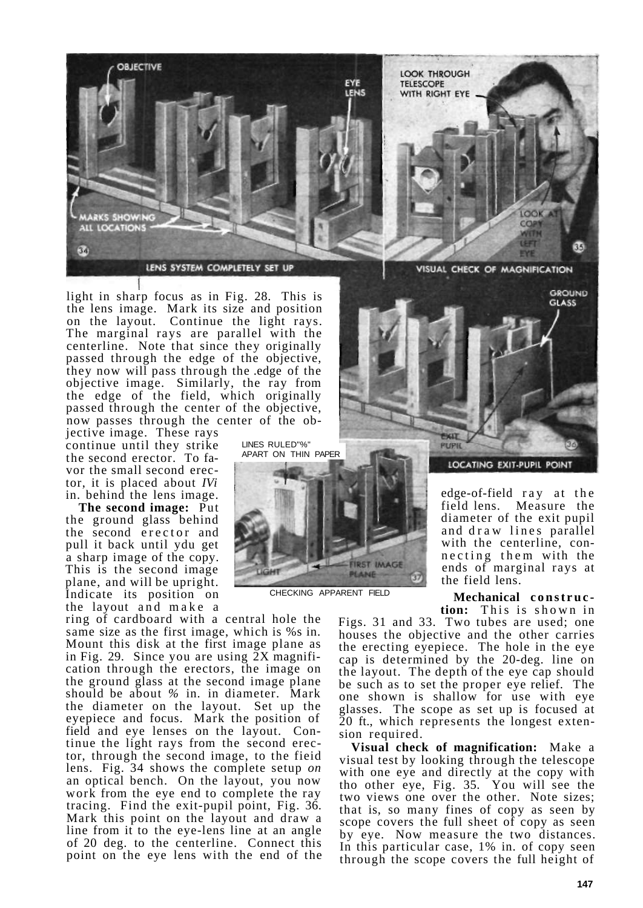light in sharp focus as in Fig. 28. This is the lens image. Mark its size and position on the layout. Continue the light rays. The marginal rays are parallel with the centerline. Note that since they originally passed through the edge of the objective, they now will pass through the .edge of the objective image. Similarly, the ray from the edge of the field, which originally passed through the center of the objective, now passes through the center of the objective image. These rays continue until they strike the second erector. To favor the small second erector, it is placed about *IVi* in. behind the lens image.

**The second image:** Put the ground glass behind the second erector and pull it back until ydu get a sharp image of the copy. This is the second image plane, and will be upright. Indicate its position on the layout and make a ring of cardboard with a central hole the same size as the first image, which is %s in. Mount this disk at the first image plane as in Fig. 29. Since you are using 2X magnification through the erectors, the image on the ground glass at the second image plane should be about *%* in. in diameter. Mark the diameter on the layout. Set up the eyepiece and focus. Mark the position of field and eye lenses on the layout. Continue the light rays from the second erector, through the second image, to the fieid lens. Fig. 34 shows the complete setup *on* an optical bench. On the layout, you now work from the eye end to complete the ray tracing. Find the exit-pupil point, Fig. 36. Mark this point on the layout and draw a line from it to the eye-lens line at an angle of 20 deg. to the centerline. Connect this point on the eye lens with the end of the edge-of-field ray at the field lens. Measure the diameter of the exit pupil and draw lines parallel with the centerline, connecting them with the ends of marginal rays at the field lens.

**Mechanical construction:** This is shown in Figs. 31 and 33. Two tubes are used; one houses the objective and the other carries the erecting eyepiece. The hole in the eye cap is determined by the 20-deg. line on the layout. The depth of the eye cap should be such as to set the proper eye relief. The one shown is shallow for use with eye glasses. The scope as set up is focused at 20 ft., which represents the longest extension required.

**Visual check of magnification:** Make a visual test by looking through the telescope with one eye and directly at the copy with tho other eye, Fig. 35. You will see the two views one over the other. Note sizes; that is, so many fines of copy as seen by scope covers the full sheet of copy as seen by eye. Now measure the two distances. In this particular case, 1% in. of copy seen through the scope covers the full height of

OBJECTIVE — EYE LENS — MARKS SHOWING ALL LOCATIONS

LENS SYSTEM COMPLETELY SET UP (34)

LOOK THROUGH TELESCOPE WITH RIGHT EYE — LOOK AT COPY WITH LEFT EYE

VISUAL CHECK OF MAGNIFICATION (35)

GROUND GLASS — EXIT PUPIL

LOCATING EXIT-PUPIL POINT (36)

LINES RULED "%" APART ON THIN PAPER — LIGHT — FIRST IMAGE PLANE

CHECKING APPARENT FIELD (37)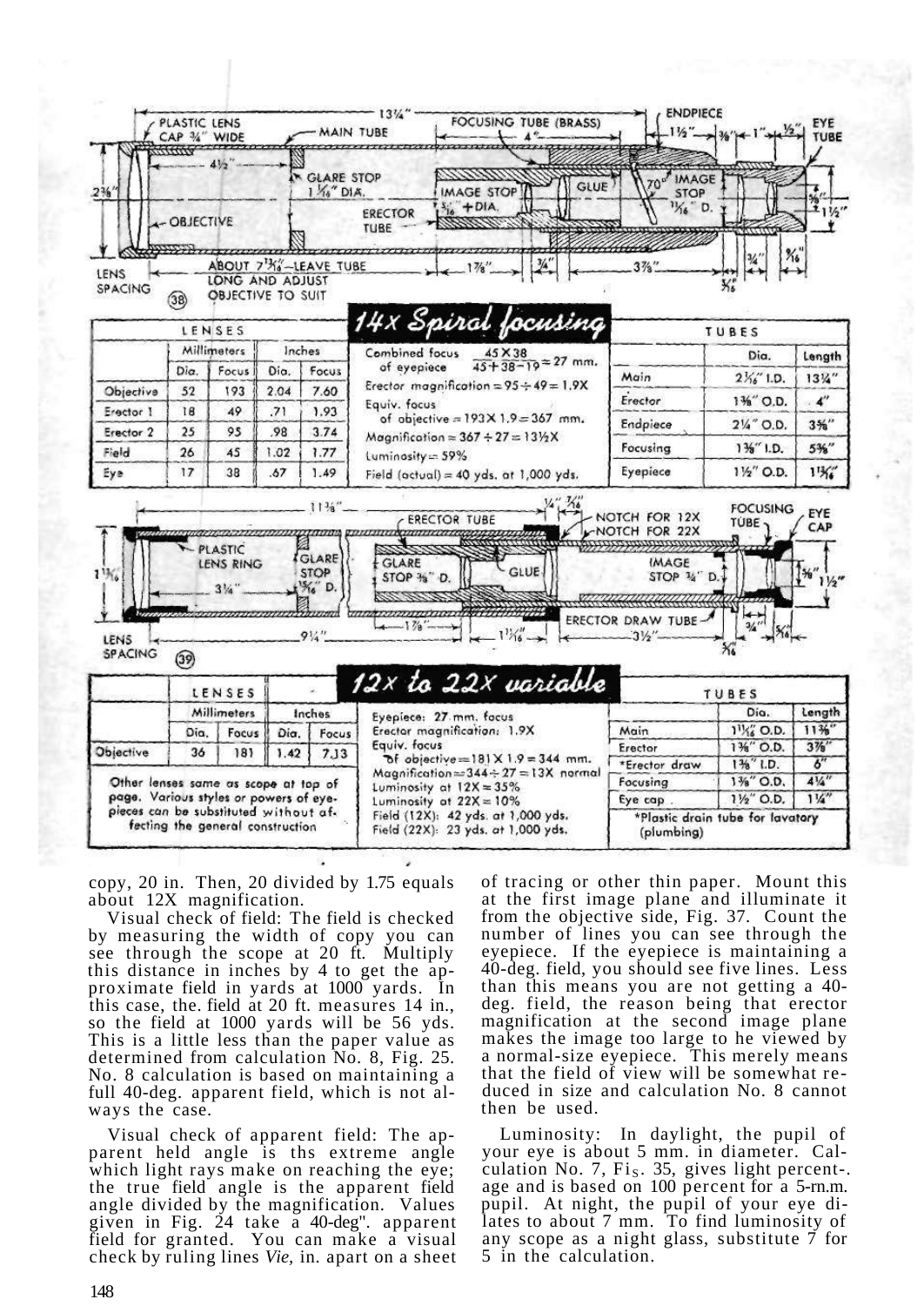## 14x Spiral focusing

| LENSES | Millimeters | | Inches | |
|---|---|---|---|---|
| | Dia. | Focus | Dia. | Focus |
| Objective | 52 | 193 | 2.04 | 7.60 |
| Erector 1 | 18 | 49 | .71 | 1.93 |
| Erector 2 | 25 | 95 | .98 | 3.74 |
| Field | 26 | 45 | 1.02 | 1.77 |
| Eye | 17 | 38 | .67 | 1.49 |

Combined focus of eyepiece $\frac{45 \times 38}{45+38-19} \approx 27$ mm.
Erector magnification = 95 ÷ 49 = 1.9X
Equiv. focus of objective = 193 X 1.9 = 367 mm.
Magnification = 367 ÷ 27 = 13½X
Luminosity = 59%
Field (actual) = 40 yds. at 1,000 yds.

| TUBES | Dia. | Length |
|---|---|---|
| Main | 2 1/16" I.D. | 13¼" |
| Erector | 1⅜" O.D. | 4" |
| Endpiece | 2¼" O.D. | 3⅝" |
| Focusing | 1⅜" I.D. | 5⅜" |
| Eyepiece | 1½" O.D. | 1 13/16" |

## 12x to 22x variable

| LENSES | Millimeters | | Inches | |
|---|---|---|---|---|
| | Dia. | Focus | Dia. | Focus |
| Objective | 36 | 181 | 1.42 | 7.13 |

Other lenses same as scope at top of page. Various styles or powers of eyepieces can be substituted without affecting the general construction.

Eyepiece: 27 mm. focus
Erector magnification: 1.9X
Equiv. focus of objective = 181 X 1.9 = 344 mm.
Magnification = 344 ÷ 27 = 13X normal
Luminosity at 12X = 35%
Luminosity at 22X = 10%
Field (12X): 42 yds. at 1,000 yds.
Field (22X): 23 yds. at 1,000 yds.

| TUBES | Dia. | Length |
|---|---|---|
| Main | 1 11/16" O.D. | 11⅜" |
| Erector | 1⅜" O.D. | 3⅞" |
| *Erector draw | 1⅜" I.D. | 6" |
| Focusing | 1⅜" O.D. | 4¼" |
| Eye cap | 1½" O.D. | 1¼" |

*Plastic drain tube for lavatory (plumbing)

copy, 20 in. Then, 20 divided by 1.75 equals about 12X magnification.

Visual check of field: The field is checked by measuring the width of copy you can see through the scope at 20 ft. Multiply this distance in inches by 4 to get the approximate field in yards at 1000 yards. In this case, the. field at 20 ft. measures 14 in., so the field at 1000 yards will be 56 yds. This is a little less than the paper value as determined from calculation No. 8, Fig. 25. No. 8 calculation is based on maintaining a full 40-deg. apparent field, which is not always the case.

Visual check of apparent field: The apparent held angle is ths extreme angle which light rays make on reaching the eye; the true field angle is the apparent field angle divided by the magnification. Values given in Fig. 24 take a 40-deg". apparent field for granted. You can make a visual check by ruling lines *Vie,* in. apart on a sheet of tracing or other thin paper. Mount this at the first image plane and illuminate it from the objective side, Fig. 37. Count the number of lines you can see through the eyepiece. If the eyepiece is maintaining a 40-deg. field, you should see five lines. Less than this means you are not getting a 40-deg. field, the reason being that erector magnification at the second image plane makes the image too large to he viewed by a normal-size eyepiece. This merely means that the field of view will be somewhat reduced in size and calculation No. 8 cannot then be used.

Luminosity: In daylight, the pupil of your eye is about 5 mm. in diameter. Calculation No. 7, Fig. 35, gives light percentage and is based on 100 percent for a 5-mm. pupil. At night, the pupil of your eye dilates to about 7 mm. To find luminosity of any scope as a night glass, substitute 7 for 5 in the calculation.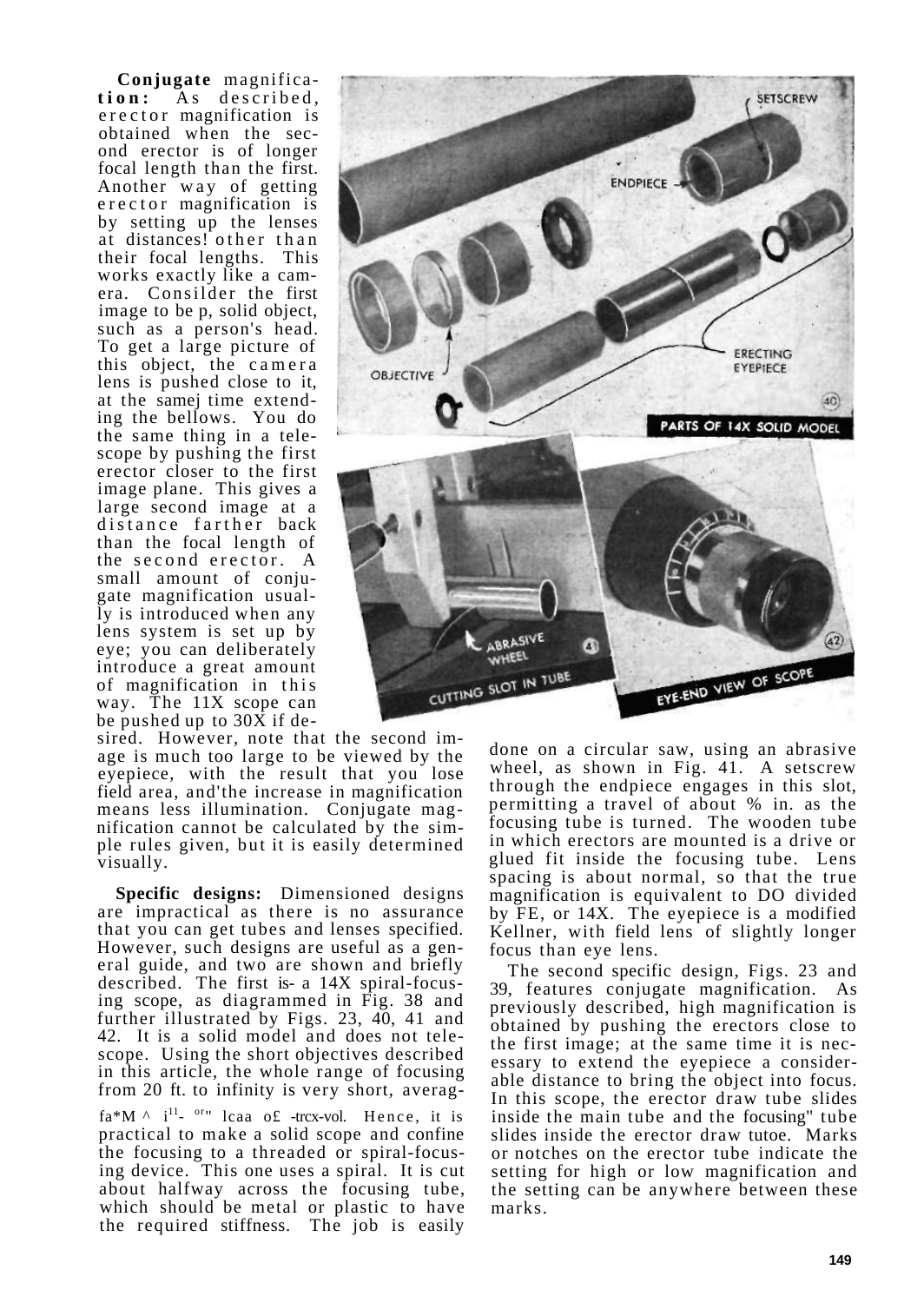**Conjugate magnification:** As described, erector magnification is obtained when the second erector is of longer focal length than the first. Another way of getting erector magnification is by setting up the lenses at distances! other than their focal lengths. This works exactly like a camera. Consilder the first image to be p, solid object, such as a person's head. To get a large picture of this object, the camera lens is pushed close to it, at the samej time extending the bellows. You do the same thing in a telescope by pushing the first erector closer to the first image plane. This gives a large second image at a distance farther back than the focal length of the second erector. A small amount of conjugate magnification usually is introduced when any lens system is set up by eye; you can deliberately introduce a great amount of magnification in this way. The 11X scope can be pushed up to 30X if desired. However, note that the second image is much too large to be viewed by the eyepiece, with the result that you lose field area, and'the increase in magnification means less illumination. Conjugate magnification cannot be calculated by the simple rules given, but it is easily determined visually.

SETSCREW
ENDPIECE
OBJECTIVE
ERECTING EYEPIECE
(40) PARTS OF 14X SOLID MODEL

ABRASIVE WHEEL
(41) CUTTING SLOT IN TUBE

(42) EYE-END VIEW OF SCOPE

**Specific designs:** Dimensioned designs are impractical as there is no assurance that you can get tubes and lenses specified. However, such designs are useful as a general guide, and two are shown and briefly described. The first is- a 14X spiral-focusing scope, as diagrammed in Fig. 38 and further illustrated by Figs. 23, 40, 41 and 42. It is a solid model and does not telescope. Using the short objectives described in this article, the whole range of focusing from 20 ft. to infinity is very short, averag- fa*M ^ i11- or" lcaa o£ -trcx-vol. Hence, it is practical to make a solid scope and confine the focusing to a threaded or spiral-focusing device. This one uses a spiral. It is cut about halfway across the focusing tube, which should be metal or plastic to have the required stiffness. The job is easily done on a circular saw, using an abrasive wheel, as shown in Fig. 41. A setscrew through the endpiece engages in this slot, permitting a travel of about % in. as the focusing tube is turned. The wooden tube in which erectors are mounted is a drive or glued fit inside the focusing tube. Lens spacing is about normal, so that the true magnification is equivalent to DO divided by FE, or 14X. The eyepiece is a modified Kellner, with field lens of slightly longer focus than eye lens.

The second specific design, Figs. 23 and 39, features conjugate magnification. As previously described, high magnification is obtained by pushing the erectors close to the first image; at the same time it is necessary to extend the eyepiece a considerable distance to bring the object into focus. In this scope, the erector draw tube slides inside the main tube and the focusing" tube slides inside the erector draw tutoe. Marks or notches on the erector tube indicate the setting for high or low magnification and the setting can be anywhere between these marks.